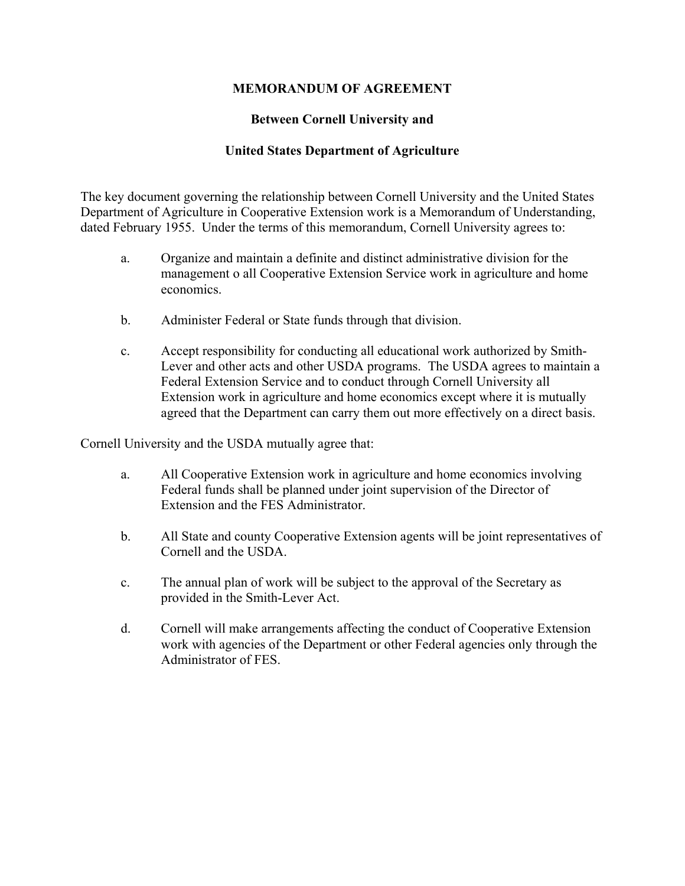# MEMORANDUM OF AGREEMENT

## Between Cornell University and

## United States Department of Agriculture

The key document governing the relationship between Cornell University and the United States Department of Agriculture in Cooperative Extension work is a Memorandum of Understanding, dated February 1955. Under the terms of this memorandum, Cornell University agrees to:

a. Organize and maintain a definite and distinct administrative division for the management o all Cooperative Extension Service work in agriculture and home economics.

b. Administer Federal or State funds through that division.

c. Accept responsibility for conducting all educational work authorized by Smith-Lever and other acts and other USDA programs. The USDA agrees to maintain a Federal Extension Service and to conduct through Cornell University all Extension work in agriculture and home economics except where it is mutually agreed that the Department can carry them out more effectively on a direct basis.

Cornell University and the USDA mutually agree that:

a. All Cooperative Extension work in agriculture and home economics involving Federal funds shall be planned under joint supervision of the Director of Extension and the FES Administrator.

b. All State and county Cooperative Extension agents will be joint representatives of Cornell and the USDA.

c. The annual plan of work will be subject to the approval of the Secretary as provided in the Smith-Lever Act.

d. Cornell will make arrangements affecting the conduct of Cooperative Extension work with agencies of the Department or other Federal agencies only through the Administrator of FES.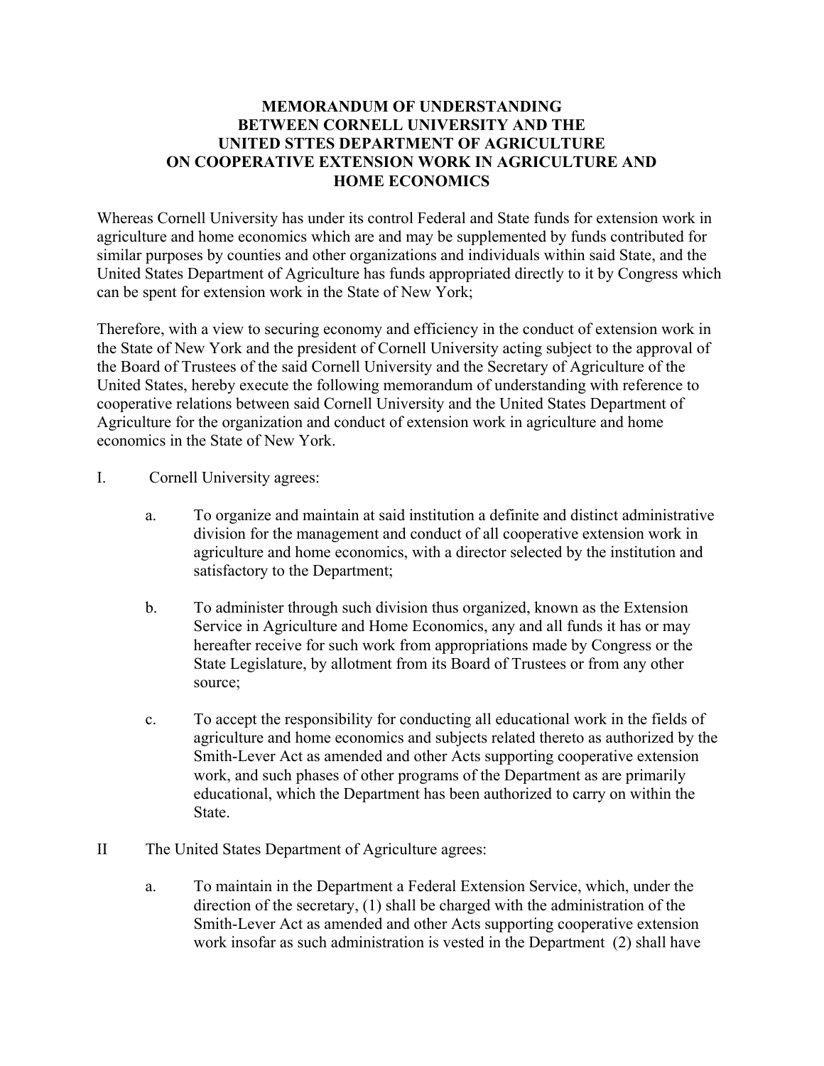**MEMORANDUM OF UNDERSTANDING BETWEEN CORNELL UNIVERSITY AND THE UNITED STTES DEPARTMENT OF AGRICULTURE ON COOPERATIVE EXTENSION WORK IN AGRICULTURE AND HOME ECONOMICS**

Whereas Cornell University has under its control Federal and State funds for extension work in agriculture and home economics which are and may be supplemented by funds contributed for similar purposes by counties and other organizations and individuals within said State, and the United States Department of Agriculture has funds appropriated directly to it by Congress which can be spent for extension work in the State of New York;

Therefore, with a view to securing economy and efficiency in the conduct of extension work in the State of New York and the president of Cornell University acting subject to the approval of the Board of Trustees of the said Cornell University and the Secretary of Agriculture of the United States, hereby execute the following memorandum of understanding with reference to cooperative relations between said Cornell University and the United States Department of Agriculture for the organization and conduct of extension work in agriculture and home economics in the State of New York.

I. Cornell University agrees:

a. To organize and maintain at said institution a definite and distinct administrative division for the management and conduct of all cooperative extension work in agriculture and home economics, with a director selected by the institution and satisfactory to the Department;

b. To administer through such division thus organized, known as the Extension Service in Agriculture and Home Economics, any and all funds it has or may hereafter receive for such work from appropriations made by Congress or the State Legislature, by allotment from its Board of Trustees or from any other source;

c. To accept the responsibility for conducting all educational work in the fields of agriculture and home economics and subjects related thereto as authorized by the Smith-Lever Act as amended and other Acts supporting cooperative extension work, and such phases of other programs of the Department as are primarily educational, which the Department has been authorized to carry on within the State.

II The United States Department of Agriculture agrees:

a. To maintain in the Department a Federal Extension Service, which, under the direction of the secretary, (1) shall be charged with the administration of the Smith-Lever Act as amended and other Acts supporting cooperative extension work insofar as such administration is vested in the Department (2) shall have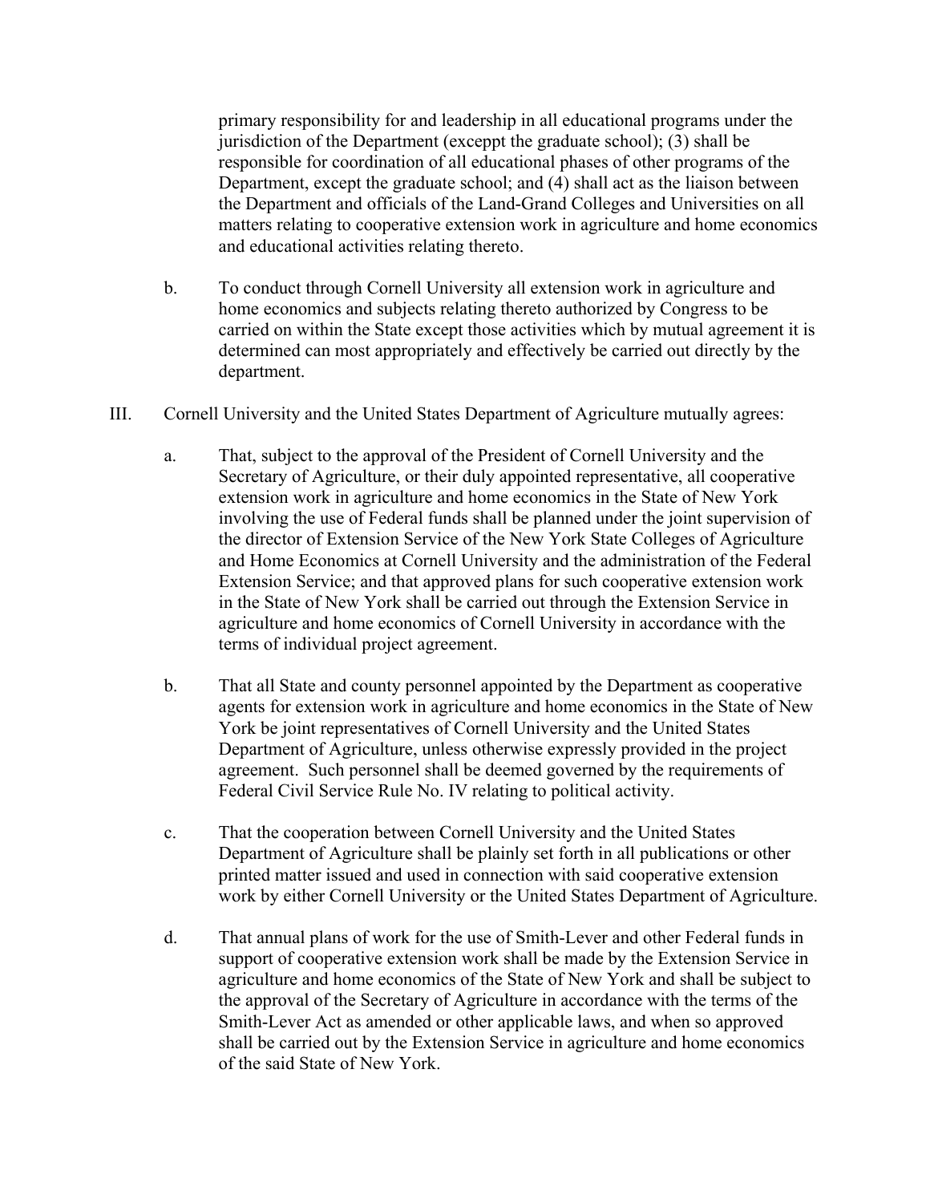primary responsibility for and leadership in all educational programs under the jurisdiction of the Department (exceppt the graduate school); (3) shall be responsible for coordination of all educational phases of other programs of the Department, except the graduate school; and (4) shall act as the liaison between the Department and officials of the Land-Grand Colleges and Universities on all matters relating to cooperative extension work in agriculture and home economics and educational activities relating thereto.

b. To conduct through Cornell University all extension work in agriculture and home economics and subjects relating thereto authorized by Congress to be carried on within the State except those activities which by mutual agreement it is determined can most appropriately and effectively be carried out directly by the department.

III. Cornell University and the United States Department of Agriculture mutually agrees:

a. That, subject to the approval of the President of Cornell University and the Secretary of Agriculture, or their duly appointed representative, all cooperative extension work in agriculture and home economics in the State of New York involving the use of Federal funds shall be planned under the joint supervision of the director of Extension Service of the New York State Colleges of Agriculture and Home Economics at Cornell University and the administration of the Federal Extension Service; and that approved plans for such cooperative extension work in the State of New York shall be carried out through the Extension Service in agriculture and home economics of Cornell University in accordance with the terms of individual project agreement.

b. That all State and county personnel appointed by the Department as cooperative agents for extension work in agriculture and home economics in the State of New York be joint representatives of Cornell University and the United States Department of Agriculture, unless otherwise expressly provided in the project agreement. Such personnel shall be deemed governed by the requirements of Federal Civil Service Rule No. IV relating to political activity.

c. That the cooperation between Cornell University and the United States Department of Agriculture shall be plainly set forth in all publications or other printed matter issued and used in connection with said cooperative extension work by either Cornell University or the United States Department of Agriculture.

d. That annual plans of work for the use of Smith-Lever and other Federal funds in support of cooperative extension work shall be made by the Extension Service in agriculture and home economics of the State of New York and shall be subject to the approval of the Secretary of Agriculture in accordance with the terms of the Smith-Lever Act as amended or other applicable laws, and when so approved shall be carried out by the Extension Service in agriculture and home economics of the said State of New York.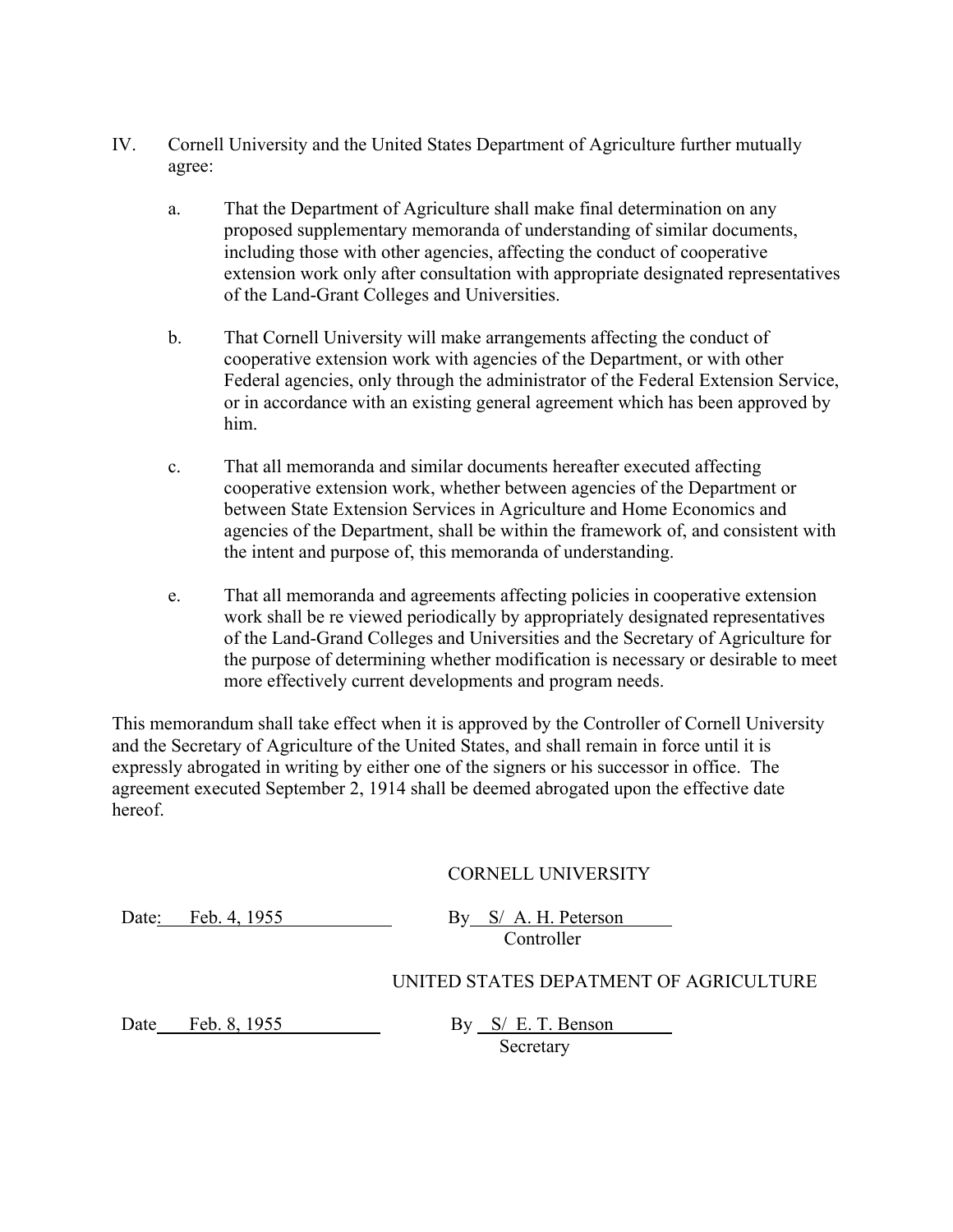IV. Cornell University and the United States Department of Agriculture further mutually agree:

a. That the Department of Agriculture shall make final determination on any proposed supplementary memoranda of understanding of similar documents, including those with other agencies, affecting the conduct of cooperative extension work only after consultation with appropriate designated representatives of the Land-Grant Colleges and Universities.

b. That Cornell University will make arrangements affecting the conduct of cooperative extension work with agencies of the Department, or with other Federal agencies, only through the administrator of the Federal Extension Service, or in accordance with an existing general agreement which has been approved by him.

c. That all memoranda and similar documents hereafter executed affecting cooperative extension work, whether between agencies of the Department or between State Extension Services in Agriculture and Home Economics and agencies of the Department, shall be within the framework of, and consistent with the intent and purpose of, this memoranda of understanding.

e. That all memoranda and agreements affecting policies in cooperative extension work shall be re viewed periodically by appropriately designated representatives of the Land-Grand Colleges and Universities and the Secretary of Agriculture for the purpose of determining whether modification is necessary or desirable to meet more effectively current developments and program needs.

This memorandum shall take effect when it is approved by the Controller of Cornell University and the Secretary of Agriculture of the United States, and shall remain in force until it is expressly abrogated in writing by either one of the signers or his successor in office. The agreement executed September 2, 1914 shall be deemed abrogated upon the effective date hereof.

CORNELL UNIVERSITY

Date: Feb. 4, 1955 By S/ A. H. Peterson
Controller

UNITED STATES DEPATMENT OF AGRICULTURE

Date Feb. 8, 1955 By S/ E. T. Benson
Secretary